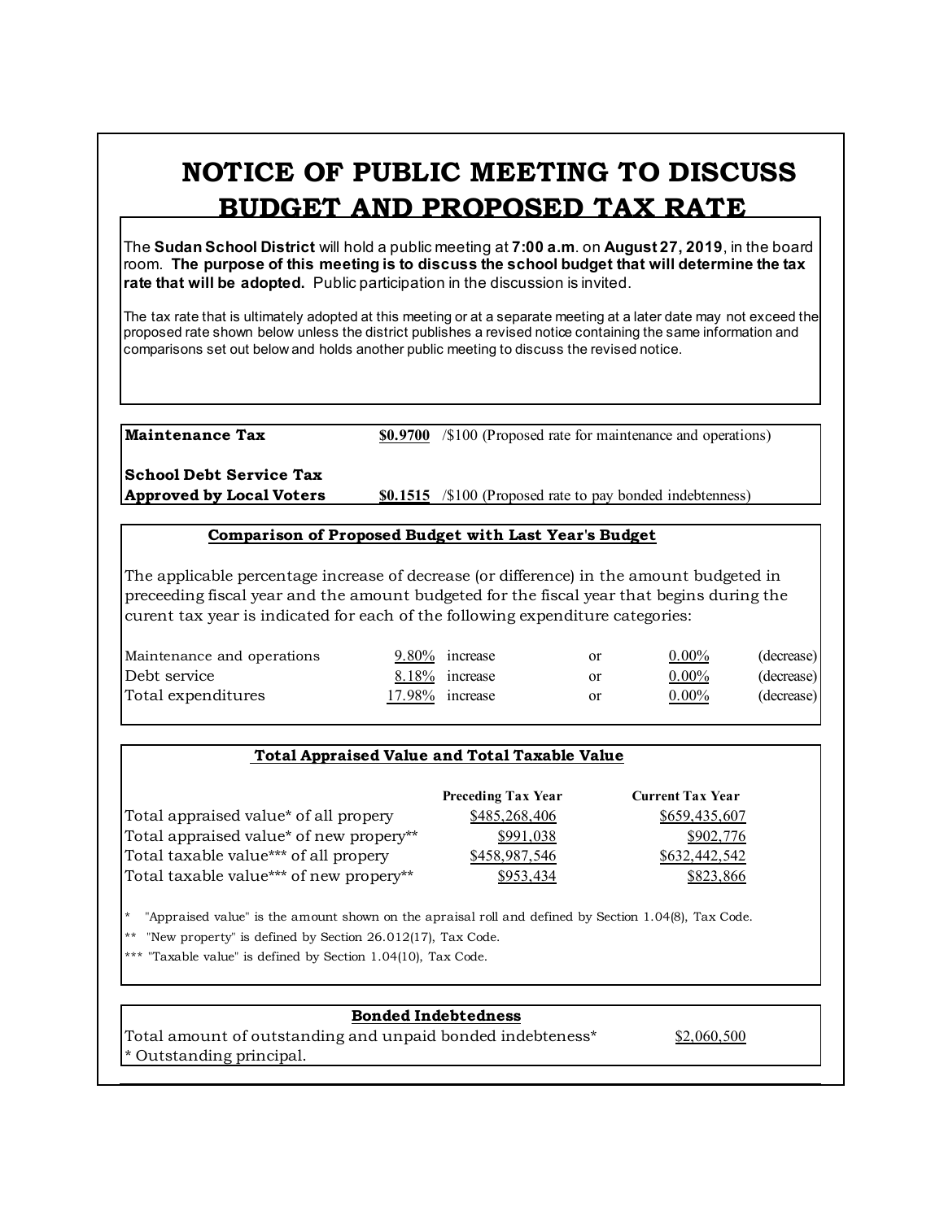# NOTICE OF PUBLIC MEETING TO DISCUSS BUDGET AND PROPOSED TAX RATE

The **Sudan School District** will hold a public meeting at **7:00 a.m**. on **August 27, 2019**, in the board room. **The purpose of this meeting is to discuss the school budget that will determine the tax rate that will be adopted.** Public participation in the discussion is invited.

The tax rate that is ultimately adopted at this meeting or at a separate meeting at a later date may not exceed the proposed rate shown below unless the district publishes a revised notice containing the same information and comparisons set out below and holds another public meeting to discuss the revised notice.

| | | |
|---|---|---|
| **Maintenance Tax** | $0.9700 | /$100 (Proposed rate for maintenance and operations) |
| **School Debt Service Tax Approved by Local Voters** | $0.1515 | /$100 (Proposed rate to pay bonded indebtenness) |

## Comparison of Proposed Budget with Last Year's Budget

The applicable percentage increase of decrease (or difference) in the amount budgeted in preceeding fiscal year and the amount budgeted for the fiscal year that begins during the curent tax year is indicated for each of the following expenditure categories:

| | | | | | |
|---|---|---|---|---|---|
| Maintenance and operations | 9.80% | increase | or | 0.00% | (decrease) |
| Debt service | 8.18% | increase | or | 0.00% | (decrease) |
| Total expenditures | 17.98% | increase | or | 0.00% | (decrease) |

## Total Appraised Value and Total Taxable Value

| | Preceding Tax Year | Current Tax Year |
|---|---|---|
| Total appraised value* of all propery | $485,268,406 | $659,435,607 |
| Total appraised value* of new propery** | $991,038 | $902,776 |
| Total taxable value*** of all propery | $458,987,546 | $632,442,542 |
| Total taxable value*** of new propery** | $953,434 | $823,866 |

\* "Appraised value" is the amount shown on the apraisal roll and defined by Section 1.04(8), Tax Code.

** "New property" is defined by Section 26.012(17), Tax Code.

*** "Taxable value" is defined by Section 1.04(10), Tax Code.

## Bonded Indebtedness

| | |
|---|---|
| Total amount of outstanding and unpaid bonded indebteness* | $2,060,500 |

\* Outstanding principal.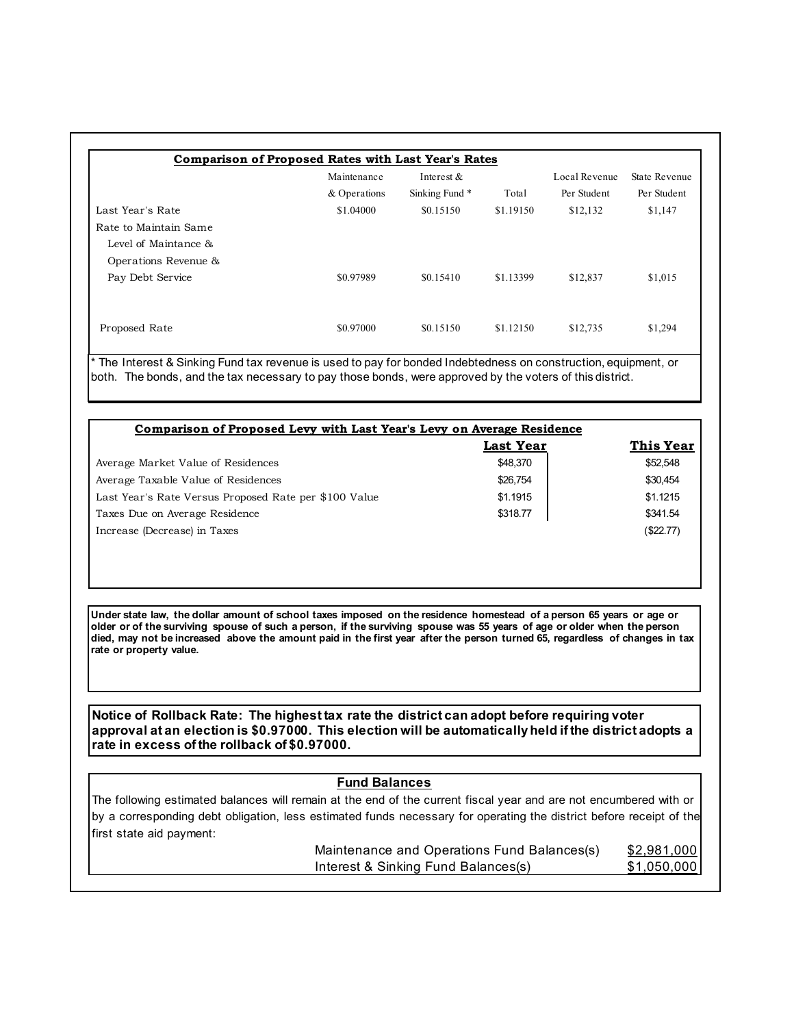**Comparison of Proposed Rates with Last Year's Rates**

| | Maintenance & Operations | Interest & Sinking Fund * | Total | Local Revenue Per Student | State Revenue Per Student |
|---|---|---|---|---|---|
| Last Year's Rate | $1.04000 | $0.15150 | $1.19150 | $12,132 | $1,147 |
| Rate to Maintain Same Level of Maintance & Operations Revenue & Pay Debt Service | $0.97989 | $0.15410 | $1.13399 | $12,837 | $1,015 |
| Proposed Rate | $0.97000 | $0.15150 | $1.12150 | $12,735 | $1,294 |

* The Interest & Sinking Fund tax revenue is used to pay for bonded Indebtedness on construction, equipment, or both. The bonds, and the tax necessary to pay those bonds, were approved by the voters of this district.

**Comparison of Proposed Levy with Last Year's Levy on Average Residence**

| | Last Year | This Year |
|---|---|---|
| Average Market Value of Residences | $48,370 | $52,548 |
| Average Taxable Value of Residences | $26,754 | $30,454 |
| Last Year's Rate Versus Proposed Rate per $100 Value | $1.1915 | $1.1215 |
| Taxes Due on Average Residence | $318.77 | $341.54 |
| Increase (Decrease) in Taxes | | ($22.77) |

**Under state law, the dollar amount of school taxes imposed on the residence homestead of a person 65 years or age or older or of the surviving spouse of such a person, if the surviving spouse was 55 years of age or older when the person died, may not be increased above the amount paid in the first year after the person turned 65, regardless of changes in tax rate or property value.**

**Notice of Rollback Rate: The highest tax rate the district can adopt before requiring voter approval at an election is $0.97000. This election will be automatically held if the district adopts a rate in excess of the rollback of $0.97000.**

**Fund Balances**

The following estimated balances will remain at the end of the current fiscal year and are not encumbered with or by a corresponding debt obligation, less estimated funds necessary for operating the district before receipt of the first state aid payment:

| | |
|---|---|
| Maintenance and Operations Fund Balances(s) | $2,981,000 |
| Interest & Sinking Fund Balances(s) | $1,050,000 |